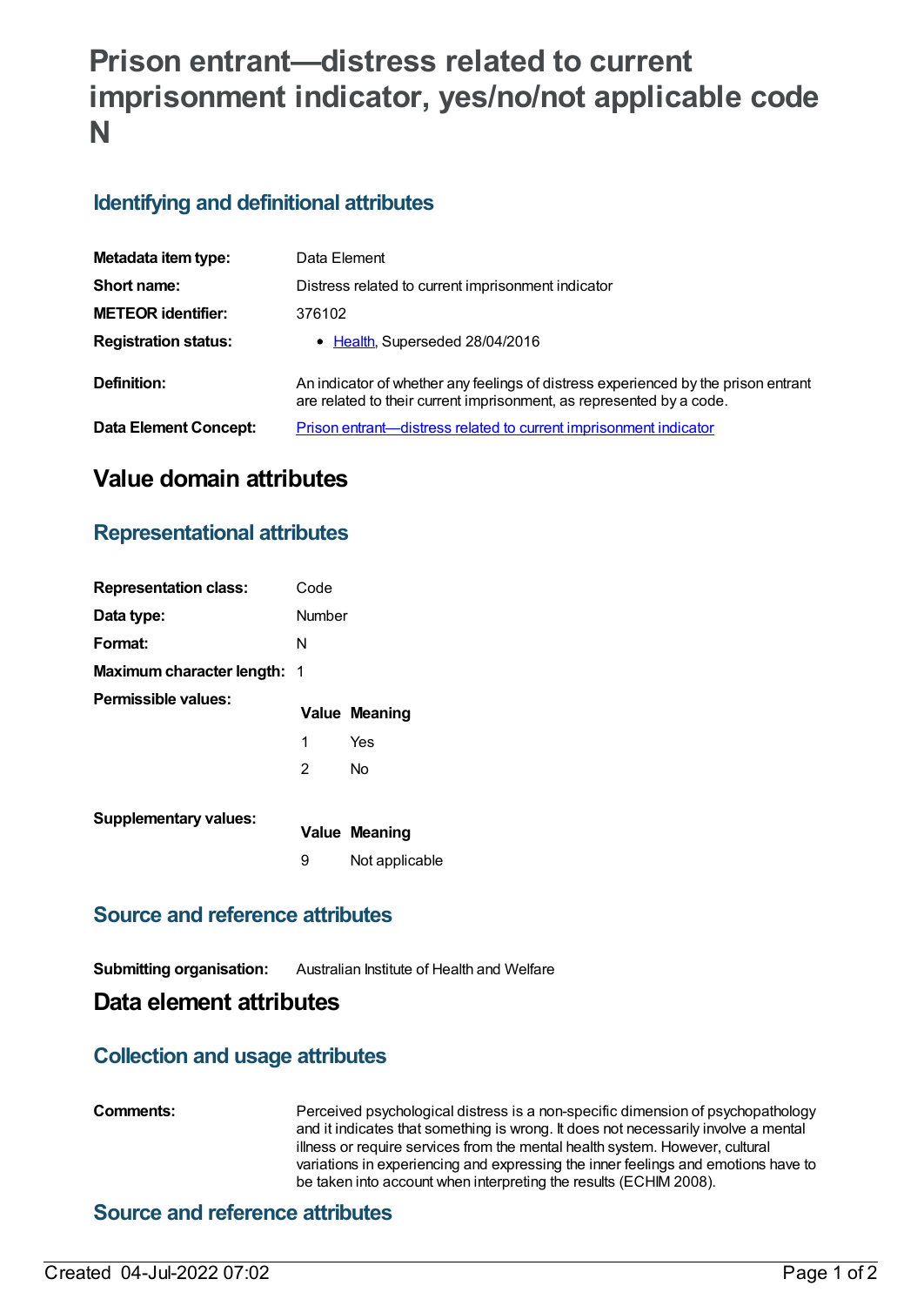# Prison entrant—distress related to current imprisonment indicator, yes/no/not applicable code N

## Identifying and definitional attributes

| | |
|---|---|
| **Metadata item type:** | Data Element |
| **Short name:** | Distress related to current imprisonment indicator |
| **METEOR identifier:** | 376102 |
| **Registration status:** | • Health, Superseded 28/04/2016 |
| **Definition:** | An indicator of whether any feelings of distress experienced by the prison entrant are related to their current imprisonment, as represented by a code. |
| **Data Element Concept:** | Prison entrant—distress related to current imprisonment indicator |

# Value domain attributes

## Representational attributes

| | |
|---|---|
| **Representation class:** | Code |
| **Data type:** | Number |
| **Format:** | N |
| **Maximum character length:** | 1 |

**Permissible values:**

| Value | Meaning |
|---|---|
| 1 | Yes |
| 2 | No |

**Supplementary values:**

| Value | Meaning |
|---|---|
| 9 | Not applicable |

## Source and reference attributes

**Submitting organisation:** Australian Institute of Health and Welfare

# Data element attributes

## Collection and usage attributes

**Comments:** Perceived psychological distress is a non-specific dimension of psychopathology and it indicates that something is wrong. It does not necessarily involve a mental illness or require services from the mental health system. However, cultural variations in experiencing and expressing the inner feelings and emotions have to be taken into account when interpreting the results (ECHIM 2008).

## Source and reference attributes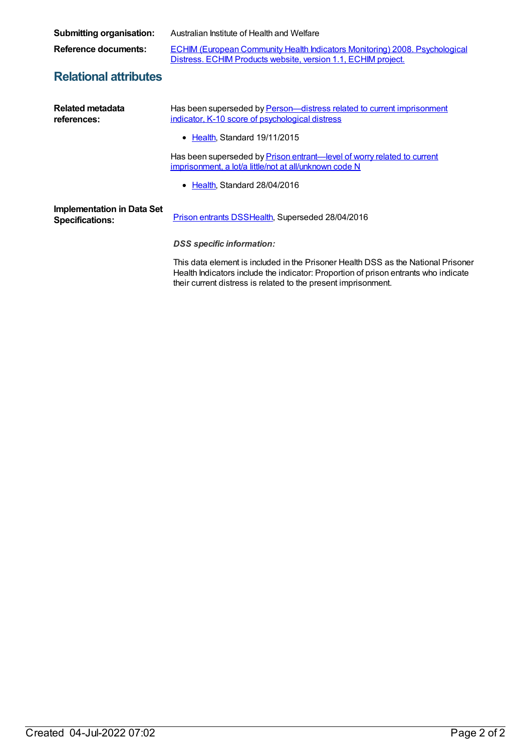**Submitting organisation:** Australian Institute of Health and Welfare

**Reference documents:** ECHIM (European Community Health Indicators Monitoring) 2008. Psychological Distress. ECHIM Products website, version 1.1, ECHIM project.

## Relational attributes

**Related metadata references:**

Has been superseded by Person—distress related to current imprisonment indicator, K-10 score of psychological distress

- Health, Standard 19/11/2015

Has been superseded by Prison entrant—level of worry related to current imprisonment, a lot/a little/not at all/unknown code N

- Health, Standard 28/04/2016

**Implementation in Data Set Specifications:**

Prison entrants DSSHealth, Superseded 28/04/2016

***DSS specific information:***

This data element is included in the Prisoner Health DSS as the National Prisoner Health Indicators include the indicator: Proportion of prison entrants who indicate their current distress is related to the present imprisonment.